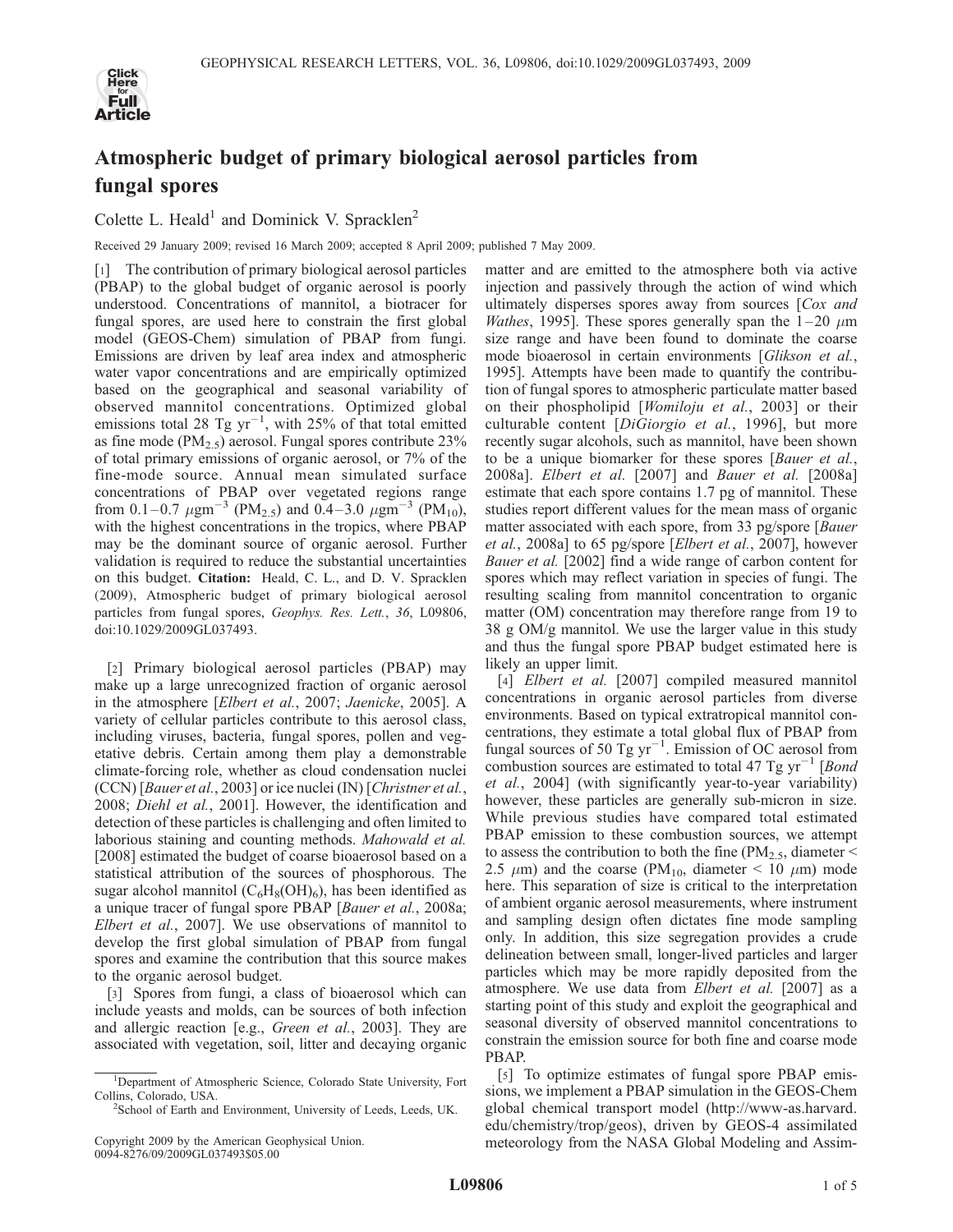# Atmospheric budget of primary biological aerosol particles from fungal spores

Colette L. Heald[1] and Dominick V. Spracklen[2]

Received 29 January 2009; revised 16 March 2009; accepted 8 April 2009; published 7 May 2009.

[1] The contribution of primary biological aerosol particles (PBAP) to the global budget of organic aerosol is poorly understood. Concentrations of mannitol, a biotracer for fungal spores, are used here to constrain the first global model (GEOS-Chem) simulation of PBAP from fungi. Emissions are driven by leaf area index and atmospheric water vapor concentrations and are empirically optimized based on the geographical and seasonal variability of observed mannitol concentrations. Optimized global emissions total 28 Tg $yr^{-1}$, with 25% of that total emitted as fine mode ($PM_{2.5}$) aerosol. Fungal spores contribute 23% of total primary emissions of organic aerosol, or 7% of the fine-mode source. Annual mean simulated surface concentrations of PBAP over vegetated regions range from 0.1–0.7 $\mu gm^{-3}$ ($PM_{2.5}$) and 0.4–3.0 $\mu gm^{-3}$ ($PM_{10}$), with the highest concentrations in the tropics, where PBAP may be the dominant source of organic aerosol. Further validation is required to reduce the substantial uncertainties on this budget. **Citation:** Heald, C. L., and D. V. Spracklen (2009), Atmospheric budget of primary biological aerosol particles from fungal spores, *Geophys. Res. Lett.*, *36*, L09806, doi:10.1029/2009GL037493.

[2] Primary biological aerosol particles (PBAP) may make up a large unrecognized fraction of organic aerosol in the atmosphere [*Elbert et al.*, 2007; *Jaenicke*, 2005]. A variety of cellular particles contribute to this aerosol class, including viruses, bacteria, fungal spores, pollen and vegetative debris. Certain among them play a demonstrable climate-forcing role, whether as cloud condensation nuclei (CCN) [*Bauer et al.*, 2003] or ice nuclei (IN) [*Christner et al.*, 2008; *Diehl et al.*, 2001]. However, the identification and detection of these particles is challenging and often limited to laborious staining and counting methods. *Mahowald et al.* [2008] estimated the budget of coarse bioaerosol based on a statistical attribution of the sources of phosphorous. The sugar alcohol mannitol ($C_6H_8(OH)_6$), has been identified as a unique tracer of fungal spore PBAP [*Bauer et al.*, 2008a; *Elbert et al.*, 2007]. We use observations of mannitol to develop the first global simulation of PBAP from fungal spores and examine the contribution that this source makes to the organic aerosol budget.

[3] Spores from fungi, a class of bioaerosol which can include yeasts and molds, can be sources of both infection and allergic reaction [e.g., *Green et al.*, 2003]. They are associated with vegetation, soil, litter and decaying organic matter and are emitted to the atmosphere both via active injection and passively through the action of wind which ultimately disperses spores away from sources [*Cox and Wathes*, 1995]. These spores generally span the 1–20 $\mu$m size range and have been found to dominate the coarse mode bioaerosol in certain environments [*Glikson et al.*, 1995]. Attempts have been made to quantify the contribution of fungal spores to atmospheric particulate matter based on their phospholipid [*Womiloju et al.*, 2003] or their culturable content [*DiGiorgio et al.*, 1996], but more recently sugar alcohols, such as mannitol, have been shown to be a unique biomarker for these spores [*Bauer et al.*, 2008a]. *Elbert et al.* [2007] and *Bauer et al.* [2008a] estimate that each spore contains 1.7 pg of mannitol. These studies report different values for the mean mass of organic matter associated with each spore, from 33 pg/spore [*Bauer et al.*, 2008a] to 65 pg/spore [*Elbert et al.*, 2007], however *Bauer et al.* [2002] find a wide range of carbon content for spores which may reflect variation in species of fungi. The resulting scaling from mannitol concentration to organic matter (OM) concentration may therefore range from 19 to 38 g OM/g mannitol. We use the larger value in this study and thus the fungal spore PBAP budget estimated here is likely an upper limit.

[4] *Elbert et al.* [2007] compiled measured mannitol concentrations in organic aerosol particles from diverse environments. Based on typical extratropical mannitol concentrations, they estimate a total global flux of PBAP from fungal sources of 50 Tg $yr^{-1}$. Emission of OC aerosol from combustion sources are estimated to total 47 Tg $yr^{-1}$ [*Bond et al.*, 2004] (with significantly year-to-year variability) however, these particles are generally sub-micron in size. While previous studies have compared total estimated PBAP emission to these combustion sources, we attempt to assess the contribution to both the fine ($PM_{2.5}$, diameter < 2.5 $\mu$m) and the coarse ($PM_{10}$, diameter < 10 $\mu$m) mode here. This separation of size is critical to the interpretation of ambient organic aerosol measurements, where instrument and sampling design often dictates fine mode sampling only. In addition, this size segregation provides a crude delineation between small, longer-lived particles and larger particles which may be more rapidly deposited from the atmosphere. We use data from *Elbert et al.* [2007] as a starting point of this study and exploit the geographical and seasonal diversity of observed mannitol concentrations to constrain the emission source for both fine and coarse mode PBAP.

[5] To optimize estimates of fungal spore PBAP emissions, we implement a PBAP simulation in the GEOS-Chem global chemical transport model (http://www-as.harvard.edu/chemistry/trop/geos), driven by GEOS-4 assimilated meteorology from the NASA Global Modeling and Assim-

---

[1]Department of Atmospheric Science, Colorado State University, Fort Collins, Colorado, USA.

[2]School of Earth and Environment, University of Leeds, Leeds, UK.

Copyright 2009 by the American Geophysical Union.
0094-8276/09/2009GL037493$05.00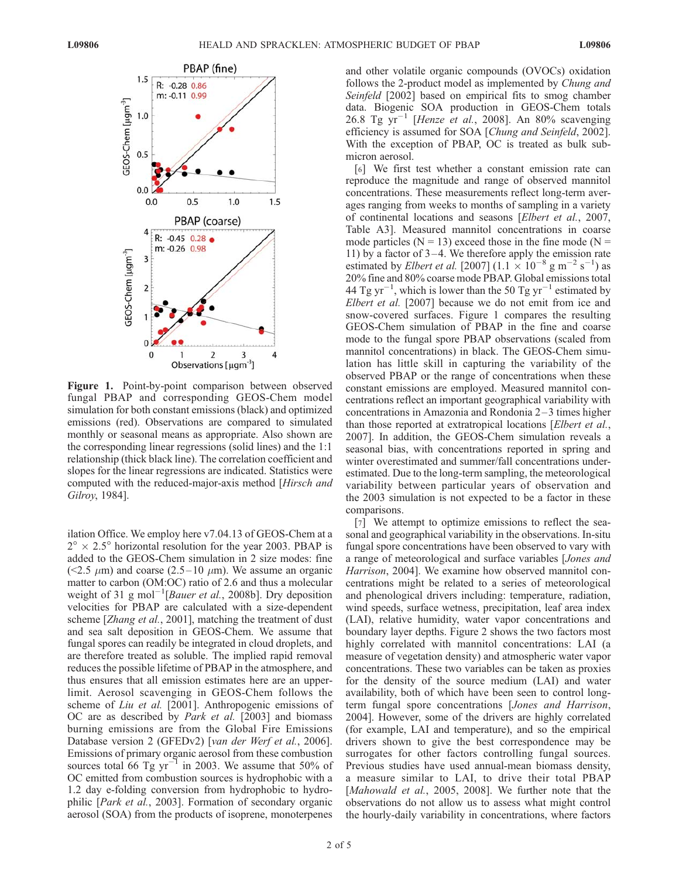**Figure 1.** Point-by-point comparison between observed fungal PBAP and corresponding GEOS-Chem model simulation for both constant emissions (black) and optimized emissions (red). Observations are compared to simulated monthly or seasonal means as appropriate. Also shown are the corresponding linear regressions (solid lines) and the 1:1 relationship (thick black line). The correlation coefficient and slopes for the linear regressions are indicated. Statistics were computed with the reduced-major-axis method [*Hirsch and Gilroy*, 1984].

ilation Office. We employ here v7.04.13 of GEOS-Chem at a $2^\circ \times 2.5^\circ$ horizontal resolution for the year 2003. PBAP is added to the GEOS-Chem simulation in 2 size modes: fine ($<2.5\ \mu$m) and coarse ($2.5$–$10\ \mu$m). We assume an organic matter to carbon (OM:OC) ratio of 2.6 and thus a molecular weight of 31 g mol$^{-1}$[*Bauer et al.*, 2008b]. Dry deposition velocities for PBAP are calculated with a size-dependent scheme [*Zhang et al.*, 2001], matching the treatment of dust and sea salt deposition in GEOS-Chem. We assume that fungal spores can readily be integrated in cloud droplets, and are therefore treated as soluble. The implied rapid removal reduces the possible lifetime of PBAP in the atmosphere, and thus ensures that all emission estimates here are an upper-limit. Aerosol scavenging in GEOS-Chem follows the scheme of *Liu et al.* [2001]. Anthropogenic emissions of OC are as described by *Park et al.* [2003] and biomass burning emissions are from the Global Fire Emissions Database version 2 (GFEDv2) [*van der Werf et al.*, 2006]. Emissions of primary organic aerosol from these combustion sources total 66 Tg yr$^{-1}$ in 2003. We assume that 50% of OC emitted from combustion sources is hydrophobic with a 1.2 day e-folding conversion from hydrophobic to hydrophilic [*Park et al.*, 2003]. Formation of secondary organic aerosol (SOA) from the products of isoprene, monoterpenes and other volatile organic compounds (OVOCs) oxidation follows the 2-product model as implemented by *Chung and Seinfeld* [2002] based on empirical fits to smog chamber data. Biogenic SOA production in GEOS-Chem totals 26.8 Tg yr$^{-1}$ [*Henze et al.*, 2008]. An 80% scavenging efficiency is assumed for SOA [*Chung and Seinfeld*, 2002]. With the exception of PBAP, OC is treated as bulk submicron aerosol.

[6] We first test whether a constant emission rate can reproduce the magnitude and range of observed mannitol concentrations. These measurements reflect long-term averages ranging from weeks to months of sampling in a variety of continental locations and seasons [*Elbert et al.*, 2007, Table A3]. Measured mannitol concentrations in coarse mode particles (N = 13) exceed those in the fine mode (N = 11) by a factor of 3–4. We therefore apply the emission rate estimated by *Elbert et al.* [2007] ($1.1 \times 10^{-8}$ g m$^{-2}$ s$^{-1}$) as 20% fine and 80% coarse mode PBAP. Global emissions total 44 Tg yr$^{-1}$, which is lower than the 50 Tg yr$^{-1}$ estimated by *Elbert et al.* [2007] because we do not emit from ice and snow-covered surfaces. Figure 1 compares the resulting GEOS-Chem simulation of PBAP in the fine and coarse mode to the fungal spore PBAP observations (scaled from mannitol concentrations) in black. The GEOS-Chem simulation has little skill in capturing the variability of the observed PBAP or the range of concentrations when these constant emissions are employed. Measured mannitol concentrations reflect an important geographical variability with concentrations in Amazonia and Rondonia 2–3 times higher than those reported at extratropical locations [*Elbert et al.*, 2007]. In addition, the GEOS-Chem simulation reveals a seasonal bias, with concentrations reported in spring and winter overestimated and summer/fall concentrations underestimated. Due to the long-term sampling, the meteorological variability between particular years of observation and the 2003 simulation is not expected to be a factor in these comparisons.

[7] We attempt to optimize emissions to reflect the seasonal and geographical variability in the observations. In-situ fungal spore concentrations have been observed to vary with a range of meteorological and surface variables [*Jones and Harrison*, 2004]. We examine how observed mannitol concentrations might be related to a series of meteorological and phenological drivers including: temperature, radiation, wind speeds, surface wetness, precipitation, leaf area index (LAI), relative humidity, water vapor concentrations and boundary layer depths. Figure 2 shows the two factors most highly correlated with mannitol concentrations: LAI (a measure of vegetation density) and atmospheric water vapor concentrations. These two variables can be taken as proxies for the density of the source medium (LAI) and water availability, both of which have been seen to control long-term fungal spore concentrations [*Jones and Harrison*, 2004]. However, some of the drivers are highly correlated (for example, LAI and temperature), and so the empirical drivers shown to give the best correspondence may be surrogates for other factors controlling fungal sources. Previous studies have used annual-mean biomass density, a measure similar to LAI, to drive their total PBAP [*Mahowald et al.*, 2005, 2008]. We further note that the observations do not allow us to assess what might control the hourly-daily variability in concentrations, where factors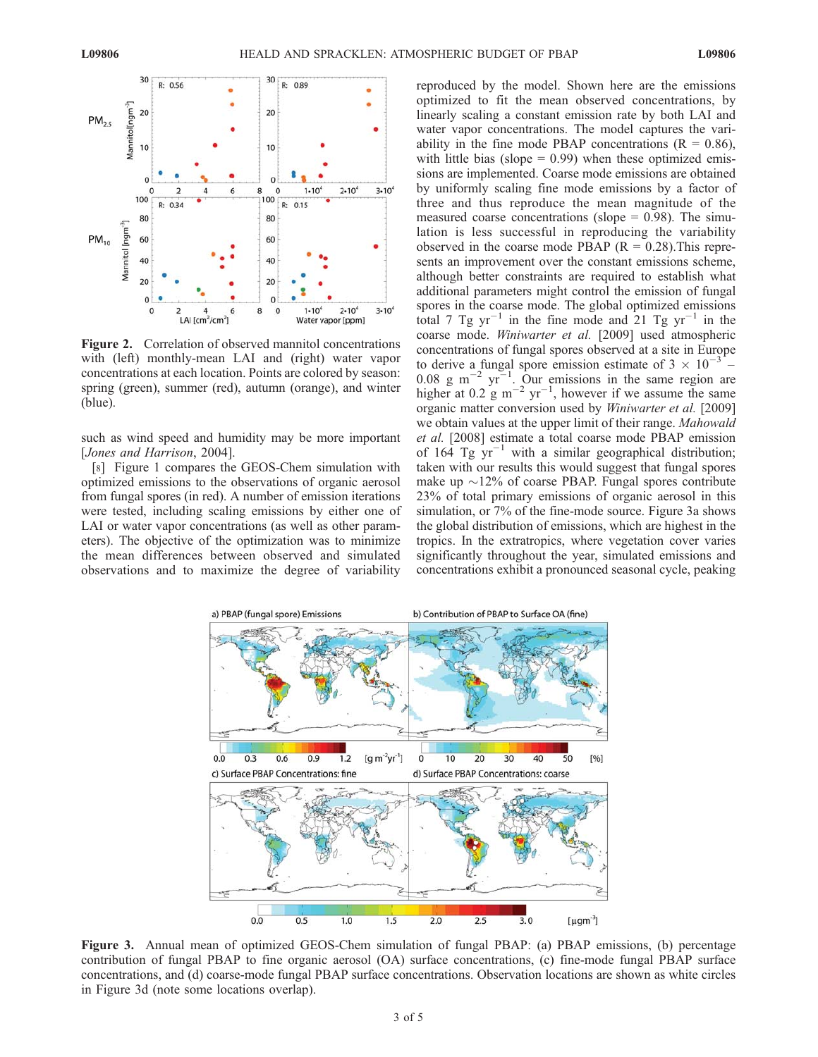**Figure 2.** Correlation of observed mannitol concentrations with (left) monthly-mean LAI and (right) water vapor concentrations at each location. Points are colored by season: spring (green), summer (red), autumn (orange), and winter (blue).

such as wind speed and humidity may be more important [*Jones and Harrison*, 2004].

[8] Figure 1 compares the GEOS-Chem simulation with optimized emissions to the observations of organic aerosol from fungal spores (in red). A number of emission iterations were tested, including scaling emissions by either one of LAI or water vapor concentrations (as well as other parameters). The objective of the optimization was to minimize the mean differences between observed and simulated observations and to maximize the degree of variability reproduced by the model. Shown here are the emissions optimized to fit the mean observed concentrations, by linearly scaling a constant emission rate by both LAI and water vapor concentrations. The model captures the variability in the fine mode PBAP concentrations (R = 0.86), with little bias (slope = 0.99) when these optimized emissions are implemented. Coarse mode emissions are obtained by uniformly scaling fine mode emissions by a factor of three and thus reproduce the mean magnitude of the measured coarse concentrations (slope = 0.98). The simulation is less successful in reproducing the variability observed in the coarse mode PBAP (R = 0.28). This represents an improvement over the constant emissions scheme, although better constraints are required to establish what additional parameters might control the emission of fungal spores in the coarse mode. The global optimized emissions total 7 Tg $yr^{-1}$ in the fine mode and 21 Tg $yr^{-1}$ in the coarse mode. *Winiwarter et al.* [2009] used atmospheric concentrations of fungal spores observed at a site in Europe to derive a fungal spore emission estimate of $3 \times 10^{-3}$ – 0.08 g $m^{-2}$ $yr^{-1}$. Our emissions in the same region are higher at 0.2 g $m^{-2}$ $yr^{-1}$, however if we assume the same organic matter conversion used by *Winiwarter et al.* [2009] we obtain values at the upper limit of their range. *Mahowald et al.* [2008] estimate a total coarse mode PBAP emission of 164 Tg $yr^{-1}$ with a similar geographical distribution; taken with our results this would suggest that fungal spores make up ~12% of coarse PBAP. Fungal spores contribute 23% of total primary emissions of organic aerosol in this simulation, or 7% of the fine-mode source. Figure 3a shows the global distribution of emissions, which are highest in the tropics. In the extratropics, where vegetation cover varies significantly throughout the year, simulated emissions and concentrations exhibit a pronounced seasonal cycle, peaking

**Figure 3.** Annual mean of optimized GEOS-Chem simulation of fungal PBAP: (a) PBAP emissions, (b) percentage contribution of fungal PBAP to fine organic aerosol (OA) surface concentrations, (c) fine-mode fungal PBAP surface concentrations, and (d) coarse-mode fungal PBAP surface concentrations. Observation locations are shown as white circles in Figure 3d (note some locations overlap).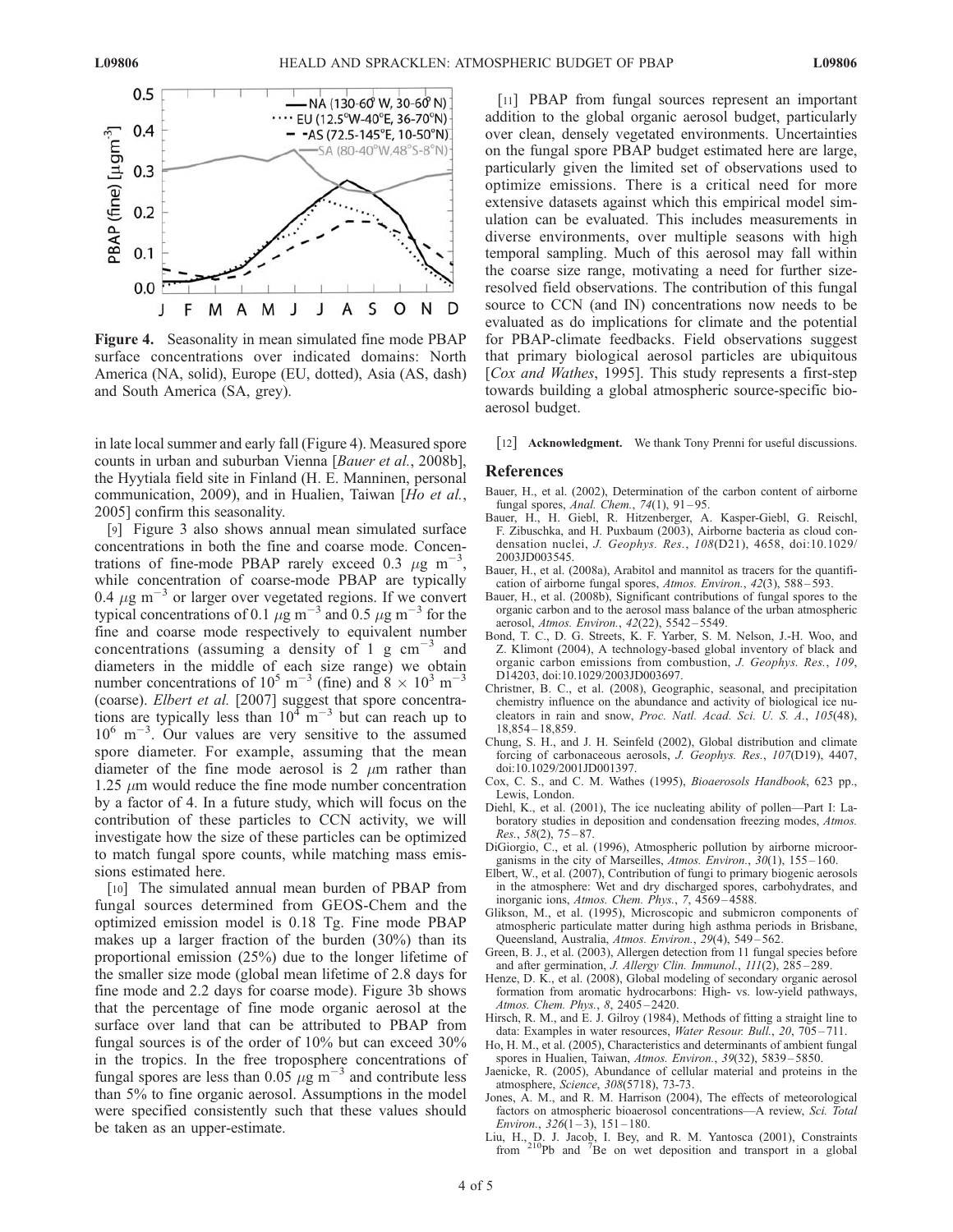Figure 4. Seasonality in mean simulated fine mode PBAP surface concentrations over indicated domains: North America (NA, solid), Europe (EU, dotted), Asia (AS, dash) and South America (SA, grey).

in late local summer and early fall (Figure 4). Measured spore counts in urban and suburban Vienna [*Bauer et al.*, 2008b], the Hyytiala field site in Finland (H. E. Manninen, personal communication, 2009), and in Hualien, Taiwan [*Ho et al.*, 2005] confirm this seasonality.

[9] Figure 3 also shows annual mean simulated surface concentrations in both the fine and coarse mode. Concentrations of fine-mode PBAP rarely exceed 0.3 $\mu g\ m^{-3}$, while concentration of coarse-mode PBAP are typically 0.4 $\mu g\ m^{-3}$ or larger over vegetated regions. If we convert typical concentrations of 0.1 $\mu g\ m^{-3}$ and 0.5 $\mu g\ m^{-3}$ for the fine and coarse mode respectively to equivalent number concentrations (assuming a density of 1 g $cm^{-3}$ and diameters in the middle of each size range) we obtain number concentrations of $10^5\ m^{-3}$ (fine) and $8 \times 10^3\ m^{-3}$ (coarse). *Elbert et al.* [2007] suggest that spore concentrations are typically less than $10^4\ m^{-3}$ but can reach up to $10^6\ m^{-3}$. Our values are very sensitive to the assumed spore diameter. For example, assuming that the mean diameter of the fine mode aerosol is 2 $\mu$m rather than 1.25 $\mu$m would reduce the fine mode number concentration by a factor of 4. In a future study, which will focus on the contribution of these particles to CCN activity, we will investigate how the size of these particles can be optimized to match fungal spore counts, while matching mass emissions estimated here.

[10] The simulated annual mean burden of PBAP from fungal sources determined from GEOS-Chem and the optimized emission model is 0.18 Tg. Fine mode PBAP makes up a larger fraction of the burden (30%) than its proportional emission (25%) due to the longer lifetime of the smaller size mode (global mean lifetime of 2.8 days for fine mode and 2.2 days for coarse mode). Figure 3b shows that the percentage of fine mode organic aerosol at the surface over land that can be attributed to PBAP from fungal sources is of the order of 10% but can exceed 30% in the tropics. In the free troposphere concentrations of fungal spores are less than 0.05 $\mu g\ m^{-3}$ and contribute less than 5% to fine organic aerosol. Assumptions in the model were specified consistently such that these values should be taken as an upper-estimate.

[11] PBAP from fungal sources represent an important addition to the global organic aerosol budget, particularly over clean, densely vegetated environments. Uncertainties on the fungal spore PBAP budget estimated here are large, particularly given the limited set of observations used to optimize emissions. There is a critical need for more extensive datasets against which this empirical model simulation can be evaluated. This includes measurements in diverse environments, over multiple seasons with high temporal sampling. Much of this aerosol may fall within the coarse size range, motivating a need for further size-resolved field observations. The contribution of this fungal source to CCN (and IN) concentrations now needs to be evaluated as do implications for climate and the potential for PBAP-climate feedbacks. Field observations suggest that primary biological aerosol particles are ubiquitous [*Cox and Wathes*, 1995]. This study represents a first-step towards building a global atmospheric source-specific bioaerosol budget.

[12] **Acknowledgment.** We thank Tony Prenni for useful discussions.

## References

Bauer, H., et al. (2002), Determination of the carbon content of airborne fungal spores, *Anal. Chem.*, *74*(1), 91–95.

Bauer, H., H. Giebl, R. Hitzenberger, A. Kasper-Giebl, G. Reischl, F. Zibuschka, and H. Puxbaum (2003), Airborne bacteria as cloud condensation nuclei, *J. Geophys. Res.*, *108*(D21), 4658, doi:10.1029/2003JD003545.

Bauer, H., et al. (2008a), Arabitol and mannitol as tracers for the quantification of airborne fungal spores, *Atmos. Environ.*, *42*(3), 588–593.

Bauer, H., et al. (2008b), Significant contributions of fungal spores to the organic carbon and to the aerosol mass balance of the urban atmospheric aerosol, *Atmos. Environ.*, *42*(22), 5542–5549.

Bond, T. C., D. G. Streets, K. F. Yarber, S. M. Nelson, J.-H. Woo, and Z. Klimont (2004), A technology-based global inventory of black and organic carbon emissions from combustion, *J. Geophys. Res.*, *109*, D14203, doi:10.1029/2003JD003697.

Christner, B. C., et al. (2008), Geographic, seasonal, and precipitation chemistry influence on the abundance and activity of biological ice nucleators in rain and snow, *Proc. Natl. Acad. Sci. U. S. A.*, *105*(48), 18,854–18,859.

Chung, S. H., and J. H. Seinfeld (2002), Global distribution and climate forcing of carbonaceous aerosols, *J. Geophys. Res.*, *107*(D19), 4407, doi:10.1029/2001JD001397.

Cox, C. S., and C. M. Wathes (1995), *Bioaerosols Handbook*, 623 pp., Lewis, London.

Diehl, K., et al. (2001), The ice nucleating ability of pollen—Part I: Laboratory studies in deposition and condensation freezing modes, *Atmos. Res.*, *58*(2), 75–87.

DiGiorgio, C., et al. (1996), Atmospheric pollution by airborne microorganisms in the city of Marseilles, *Atmos. Environ.*, *30*(1), 155–160.

Elbert, W., et al. (2007), Contribution of fungi to primary biogenic aerosols in the atmosphere: Wet and dry discharged spores, carbohydrates, and inorganic ions, *Atmos. Chem. Phys.*, *7*, 4569–4588.

Glikson, M., et al. (1995), Microscopic and submicron components of atmospheric particulate matter during high asthma periods in Brisbane, Queensland, Australia, *Atmos. Environ.*, *29*(4), 549–562.

Green, B. J., et al. (2003), Allergen detection from 11 fungal species before and after germination, *J. Allergy Clin. Immunol.*, *111*(2), 285–289.

Henze, D. K., et al. (2008), Global modeling of secondary organic aerosol formation from aromatic hydrocarbons: High- vs. low-yield pathways, *Atmos. Chem. Phys.*, *8*, 2405–2420.

Hirsch, R. M., and E. J. Gilroy (1984), Methods of fitting a straight line to data: Examples in water resources, *Water Resour. Bull.*, *20*, 705–711.

Ho, H. M., et al. (2005), Characteristics and determinants of ambient fungal spores in Hualien, Taiwan, *Atmos. Environ.*, *39*(32), 5839–5850.

Jaenicke, R. (2005), Abundance of cellular material and proteins in the atmosphere, *Science*, *308*(5718), 73-73.

Jones, A. M., and R. M. Harrison (2004), The effects of meteorological factors on atmospheric bioaerosol concentrations—A review, *Sci. Total Environ.*, *326*(1–3), 151–180.

Liu, H., D. J. Jacob, I. Bey, and R. M. Yantosca (2001), Constraints from $^{210}$Pb and $^{7}$Be on wet deposition and transport in a global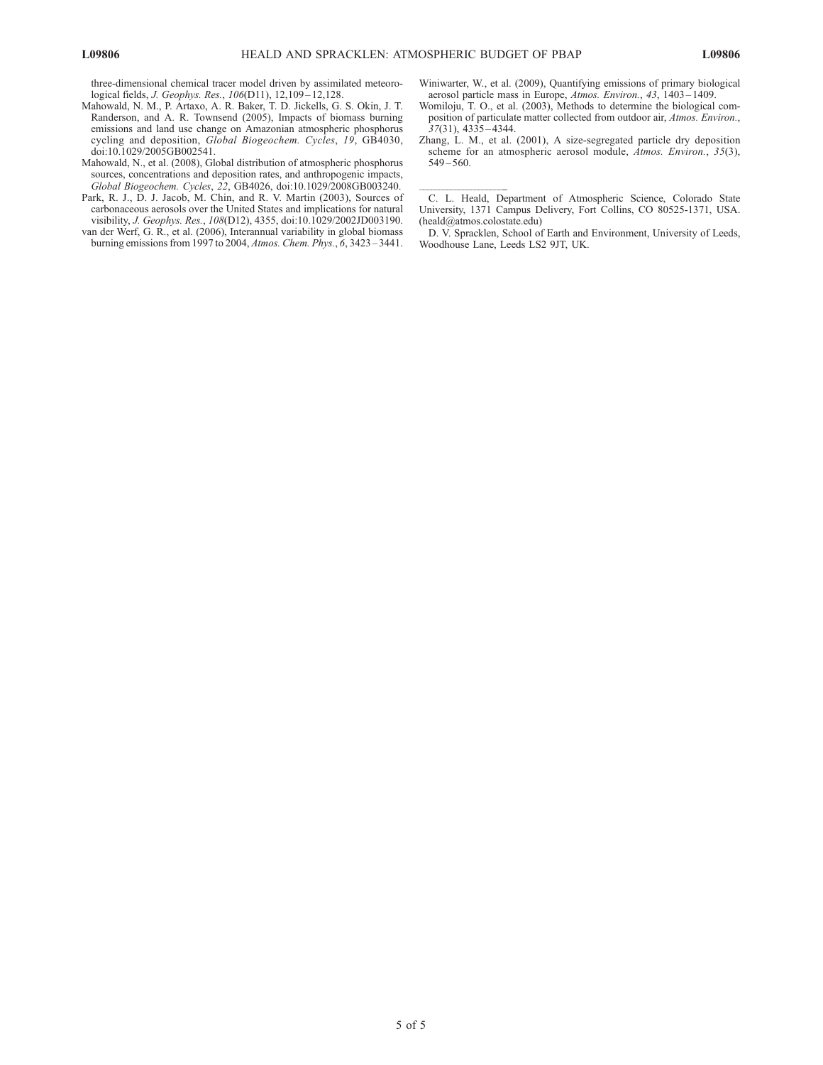three-dimensional chemical tracer model driven by assimilated meteorological fields, *J. Geophys. Res.*, *106*(D11), 12,109–12,128.

Mahowald, N. M., P. Artaxo, A. R. Baker, T. D. Jickells, G. S. Okin, J. T. Randerson, and A. R. Townsend (2005), Impacts of biomass burning emissions and land use change on Amazonian atmospheric phosphorus cycling and deposition, *Global Biogeochem. Cycles*, *19*, GB4030, doi:10.1029/2005GB002541.

Mahowald, N., et al. (2008), Global distribution of atmospheric phosphorus sources, concentrations and deposition rates, and anthropogenic impacts, *Global Biogeochem. Cycles*, *22*, GB4026, doi:10.1029/2008GB003240.

Park, R. J., D. J. Jacob, M. Chin, and R. V. Martin (2003), Sources of carbonaceous aerosols over the United States and implications for natural visibility, *J. Geophys. Res.*, *108*(D12), 4355, doi:10.1029/2002JD003190.

van der Werf, G. R., et al. (2006), Interannual variability in global biomass burning emissions from 1997 to 2004, *Atmos. Chem. Phys.*, *6*, 3423–3441.

Winiwarter, W., et al. (2009), Quantifying emissions of primary biological aerosol particle mass in Europe, *Atmos. Environ.*, *43*, 1403–1409.

Womiloju, T. O., et al. (2003), Methods to determine the biological composition of particulate matter collected from outdoor air, *Atmos. Environ.*, *37*(31), 4335–4344.

Zhang, L. M., et al. (2001), A size-segregated particle dry deposition scheme for an atmospheric aerosol module, *Atmos. Environ.*, *35*(3), 549–560.

---

C. L. Heald, Department of Atmospheric Science, Colorado State University, 1371 Campus Delivery, Fort Collins, CO 80525-1371, USA. (heald@atmos.colostate.edu)

D. V. Spracklen, School of Earth and Environment, University of Leeds, Woodhouse Lane, Leeds LS2 9JT, UK.